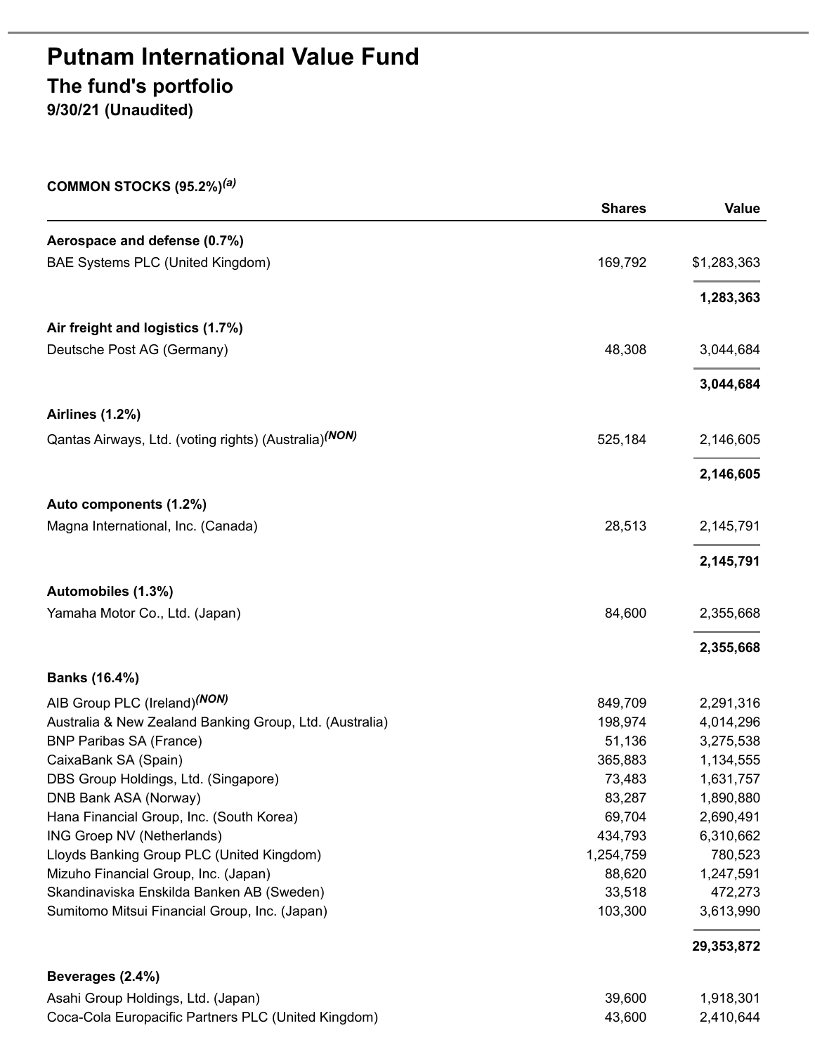# Putnam International Value Fund

## The fund's portfolio

**9/30/21 (Unaudited)**

**COMMON STOCKS (95.2%)[(a)]**

| | Shares | Value |
|---|---|---|
| **Aerospace and defense (0.7%)** | | |
| BAE Systems PLC (United Kingdom) | 169,792 | $1,283,363 |
| | | **1,283,363** |
| **Air freight and logistics (1.7%)** | | |
| Deutsche Post AG (Germany) | 48,308 | 3,044,684 |
| | | **3,044,684** |
| **Airlines (1.2%)** | | |
| Qantas Airways, Ltd. (voting rights) (Australia)[(NON)] | 525,184 | 2,146,605 |
| | | **2,146,605** |
| **Auto components (1.2%)** | | |
| Magna International, Inc. (Canada) | 28,513 | 2,145,791 |
| | | **2,145,791** |
| **Automobiles (1.3%)** | | |
| Yamaha Motor Co., Ltd. (Japan) | 84,600 | 2,355,668 |
| | | **2,355,668** |
| **Banks (16.4%)** | | |
| AIB Group PLC (Ireland)[(NON)] | 849,709 | 2,291,316 |
| Australia & New Zealand Banking Group, Ltd. (Australia) | 198,974 | 4,014,296 |
| BNP Paribas SA (France) | 51,136 | 3,275,538 |
| CaixaBank SA (Spain) | 365,883 | 1,134,555 |
| DBS Group Holdings, Ltd. (Singapore) | 73,483 | 1,631,757 |
| DNB Bank ASA (Norway) | 83,287 | 1,890,880 |
| Hana Financial Group, Inc. (South Korea) | 69,704 | 2,690,491 |
| ING Groep NV (Netherlands) | 434,793 | 6,310,662 |
| Lloyds Banking Group PLC (United Kingdom) | 1,254,759 | 780,523 |
| Mizuho Financial Group, Inc. (Japan) | 88,620 | 1,247,591 |
| Skandinaviska Enskilda Banken AB (Sweden) | 33,518 | 472,273 |
| Sumitomo Mitsui Financial Group, Inc. (Japan) | 103,300 | 3,613,990 |
| | | **29,353,872** |
| **Beverages (2.4%)** | | |
| Asahi Group Holdings, Ltd. (Japan) | 39,600 | 1,918,301 |
| Coca-Cola Europacific Partners PLC (United Kingdom) | 43,600 | 2,410,644 |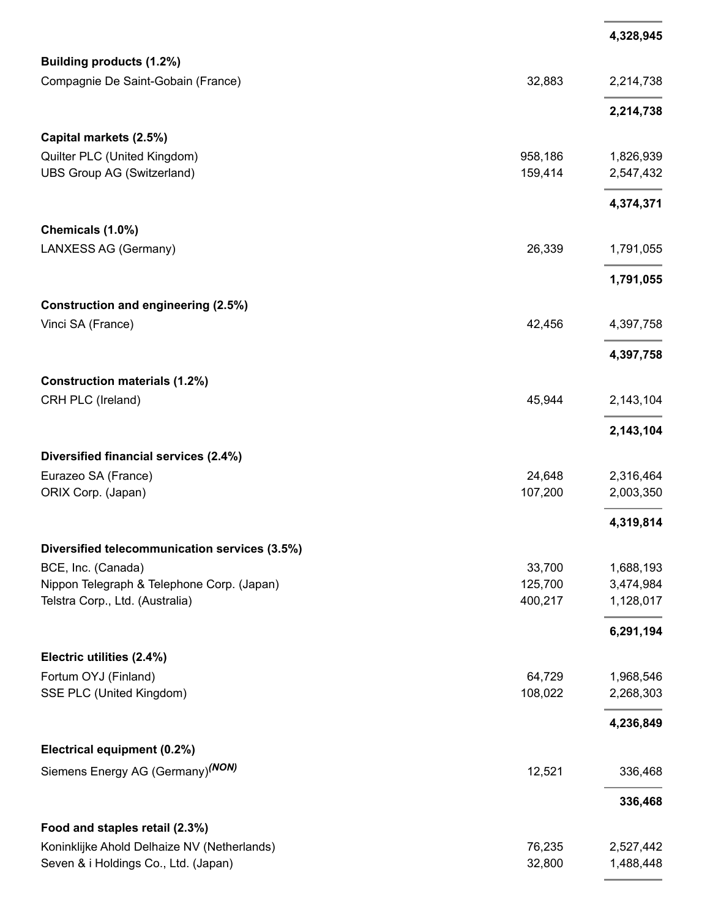| | | |
|---|---|---|
| | | **4,328,945** |
| **Building products (1.2%)** | | |
| Compagnie De Saint-Gobain (France) | 32,883 | 2,214,738 |
| | | **2,214,738** |
| **Capital markets (2.5%)** | | |
| Quilter PLC (United Kingdom) | 958,186 | 1,826,939 |
| UBS Group AG (Switzerland) | 159,414 | 2,547,432 |
| | | **4,374,371** |
| **Chemicals (1.0%)** | | |
| LANXESS AG (Germany) | 26,339 | 1,791,055 |
| | | **1,791,055** |
| **Construction and engineering (2.5%)** | | |
| Vinci SA (France) | 42,456 | 4,397,758 |
| | | **4,397,758** |
| **Construction materials (1.2%)** | | |
| CRH PLC (Ireland) | 45,944 | 2,143,104 |
| | | **2,143,104** |
| **Diversified financial services (2.4%)** | | |
| Eurazeo SA (France) | 24,648 | 2,316,464 |
| ORIX Corp. (Japan) | 107,200 | 2,003,350 |
| | | **4,319,814** |
| **Diversified telecommunication services (3.5%)** | | |
| BCE, Inc. (Canada) | 33,700 | 1,688,193 |
| Nippon Telegraph & Telephone Corp. (Japan) | 125,700 | 3,474,984 |
| Telstra Corp., Ltd. (Australia) | 400,217 | 1,128,017 |
| | | **6,291,194** |
| **Electric utilities (2.4%)** | | |
| Fortum OYJ (Finland) | 64,729 | 1,968,546 |
| SSE PLC (United Kingdom) | 108,022 | 2,268,303 |
| | | **4,236,849** |
| **Electrical equipment (0.2%)** | | |
| Siemens Energy AG (Germany) *(NON)* | 12,521 | 336,468 |
| | | **336,468** |
| **Food and staples retail (2.3%)** | | |
| Koninklijke Ahold Delhaize NV (Netherlands) | 76,235 | 2,527,442 |
| Seven & i Holdings Co., Ltd. (Japan) | 32,800 | 1,488,448 |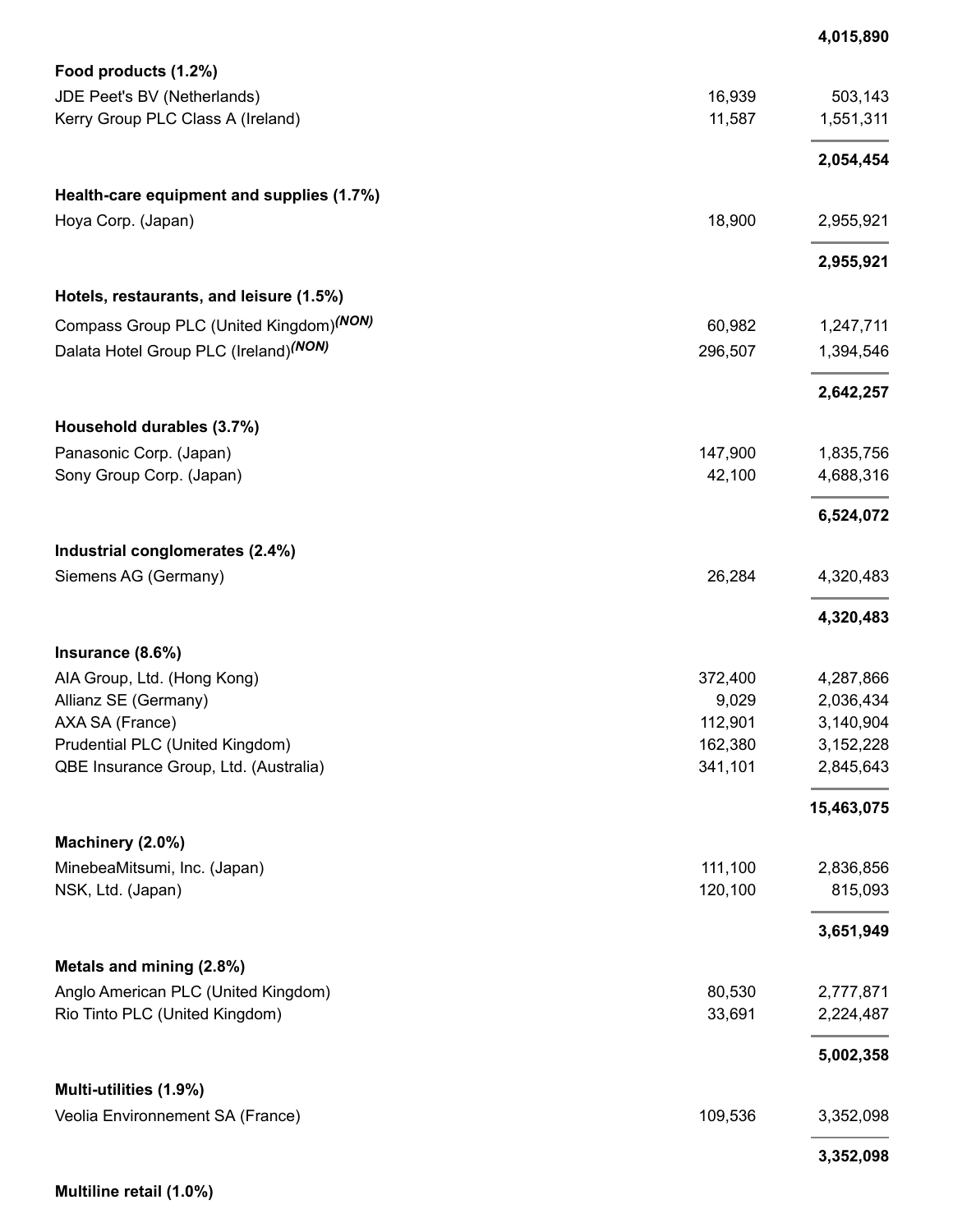| | Shares | Value |
|---|---|---|
| | | **4,015,890** |
| **Food products (1.2%)** | | |
| JDE Peet's BV (Netherlands) | 16,939 | 503,143 |
| Kerry Group PLC Class A (Ireland) | 11,587 | 1,551,311 |
| | | **2,054,454** |
| **Health-care equipment and supplies (1.7%)** | | |
| Hoya Corp. (Japan) | 18,900 | 2,955,921 |
| | | **2,955,921** |
| **Hotels, restaurants, and leisure (1.5%)** | | |
| Compass Group PLC (United Kingdom)*(NON)* | 60,982 | 1,247,711 |
| Dalata Hotel Group PLC (Ireland)*(NON)* | 296,507 | 1,394,546 |
| | | **2,642,257** |
| **Household durables (3.7%)** | | |
| Panasonic Corp. (Japan) | 147,900 | 1,835,756 |
| Sony Group Corp. (Japan) | 42,100 | 4,688,316 |
| | | **6,524,072** |
| **Industrial conglomerates (2.4%)** | | |
| Siemens AG (Germany) | 26,284 | 4,320,483 |
| | | **4,320,483** |
| **Insurance (8.6%)** | | |
| AIA Group, Ltd. (Hong Kong) | 372,400 | 4,287,866 |
| Allianz SE (Germany) | 9,029 | 2,036,434 |
| AXA SA (France) | 112,901 | 3,140,904 |
| Prudential PLC (United Kingdom) | 162,380 | 3,152,228 |
| QBE Insurance Group, Ltd. (Australia) | 341,101 | 2,845,643 |
| | | **15,463,075** |
| **Machinery (2.0%)** | | |
| MinebeaMitsumi, Inc. (Japan) | 111,100 | 2,836,856 |
| NSK, Ltd. (Japan) | 120,100 | 815,093 |
| | | **3,651,949** |
| **Metals and mining (2.8%)** | | |
| Anglo American PLC (United Kingdom) | 80,530 | 2,777,871 |
| Rio Tinto PLC (United Kingdom) | 33,691 | 2,224,487 |
| | | **5,002,358** |
| **Multi-utilities (1.9%)** | | |
| Veolia Environnement SA (France) | 109,536 | 3,352,098 |
| | | **3,352,098** |
| **Multiline retail (1.0%)** | | |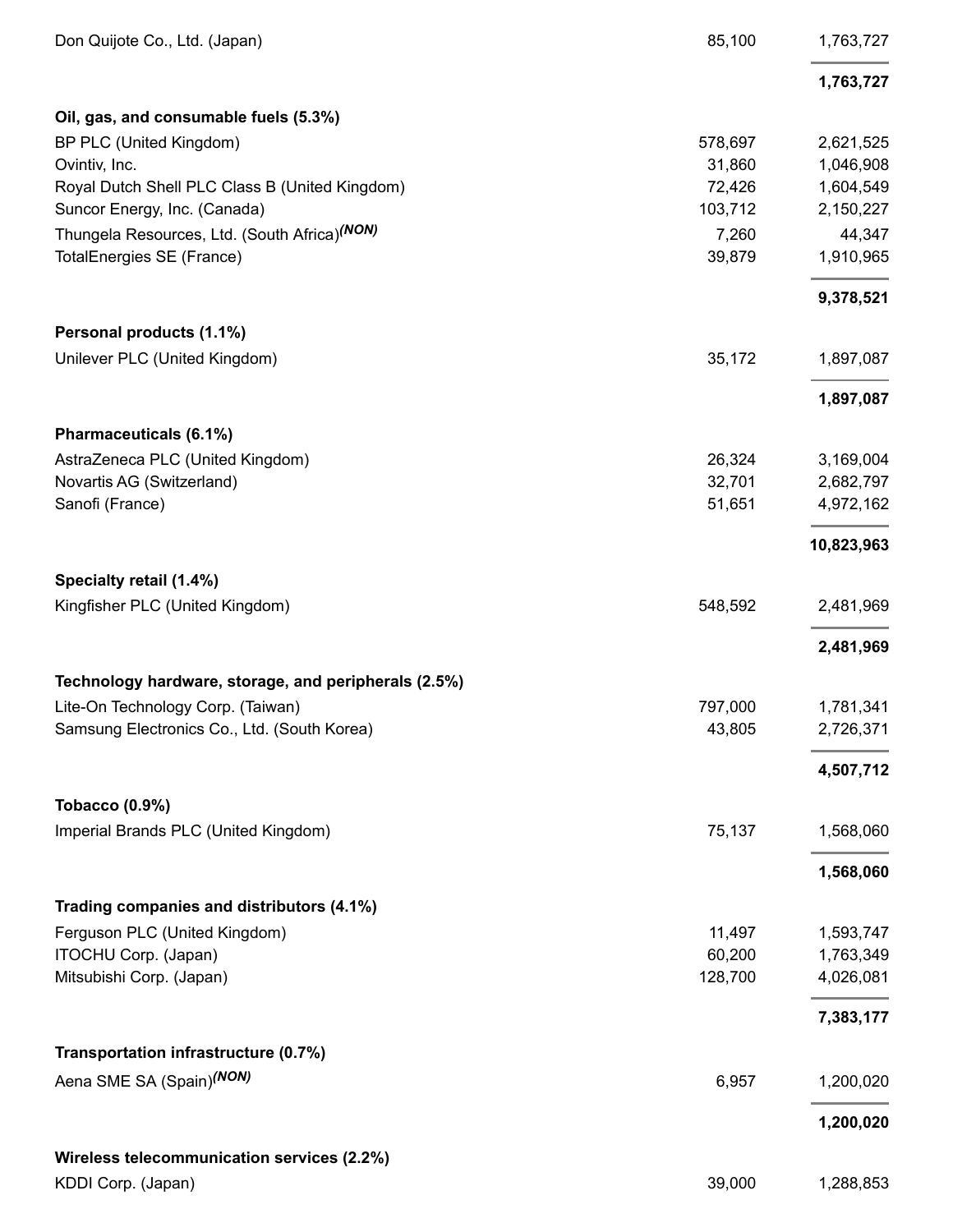| | | |
|---|---|---|
| Don Quijote Co., Ltd. (Japan) | 85,100 | 1,763,727 |
| | | **1,763,727** |
| **Oil, gas, and consumable fuels (5.3%)** | | |
| BP PLC (United Kingdom) | 578,697 | 2,621,525 |
| Ovintiv, Inc. | 31,860 | 1,046,908 |
| Royal Dutch Shell PLC Class B (United Kingdom) | 72,426 | 1,604,549 |
| Suncor Energy, Inc. (Canada) | 103,712 | 2,150,227 |
| Thungela Resources, Ltd. (South Africa)[(NON)] | 7,260 | 44,347 |
| TotalEnergies SE (France) | 39,879 | 1,910,965 |
| | | **9,378,521** |
| **Personal products (1.1%)** | | |
| Unilever PLC (United Kingdom) | 35,172 | 1,897,087 |
| | | **1,897,087** |
| **Pharmaceuticals (6.1%)** | | |
| AstraZeneca PLC (United Kingdom) | 26,324 | 3,169,004 |
| Novartis AG (Switzerland) | 32,701 | 2,682,797 |
| Sanofi (France) | 51,651 | 4,972,162 |
| | | **10,823,963** |
| **Specialty retail (1.4%)** | | |
| Kingfisher PLC (United Kingdom) | 548,592 | 2,481,969 |
| | | **2,481,969** |
| **Technology hardware, storage, and peripherals (2.5%)** | | |
| Lite-On Technology Corp. (Taiwan) | 797,000 | 1,781,341 |
| Samsung Electronics Co., Ltd. (South Korea) | 43,805 | 2,726,371 |
| | | **4,507,712** |
| **Tobacco (0.9%)** | | |
| Imperial Brands PLC (United Kingdom) | 75,137 | 1,568,060 |
| | | **1,568,060** |
| **Trading companies and distributors (4.1%)** | | |
| Ferguson PLC (United Kingdom) | 11,497 | 1,593,747 |
| ITOCHU Corp. (Japan) | 60,200 | 1,763,349 |
| Mitsubishi Corp. (Japan) | 128,700 | 4,026,081 |
| | | **7,383,177** |
| **Transportation infrastructure (0.7%)** | | |
| Aena SME SA (Spain)[(NON)] | 6,957 | 1,200,020 |
| | | **1,200,020** |
| **Wireless telecommunication services (2.2%)** | | |
| KDDI Corp. (Japan) | 39,000 | 1,288,853 |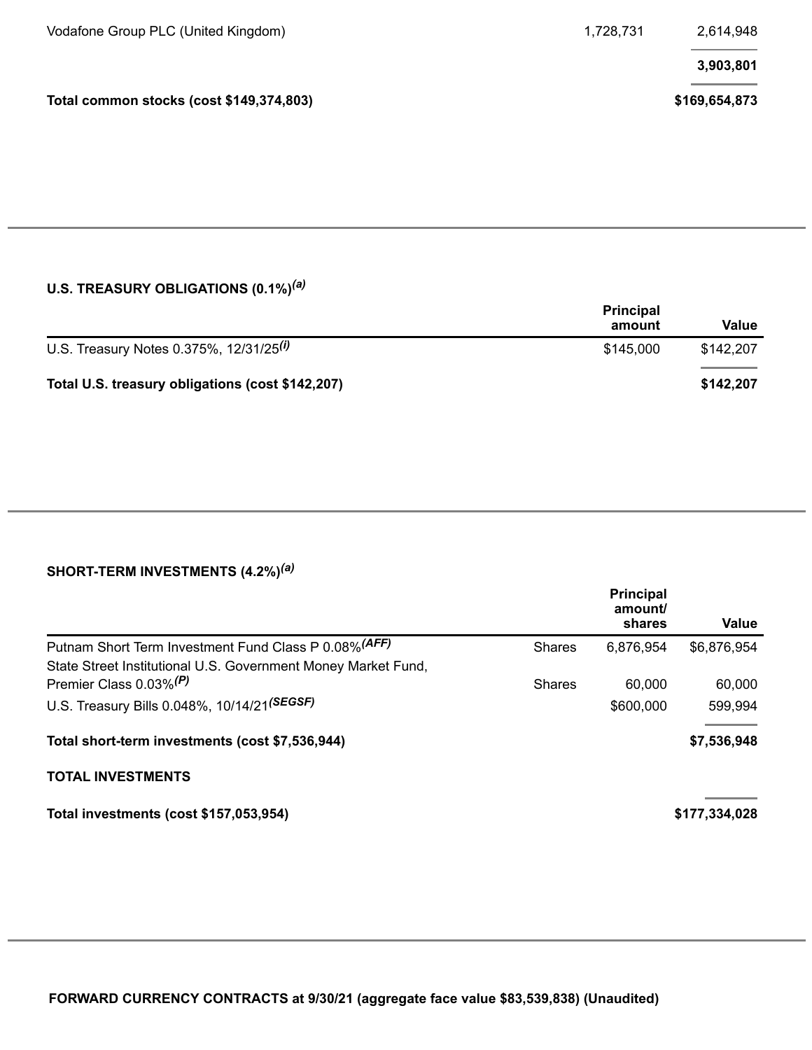| | | |
|---|---|---|
| Vodafone Group PLC (United Kingdom) | 1,728,731 | 2,614,948 |
| | | **3,903,801** |
| **Total common stocks (cost $149,374,803)** | | **$169,654,873** |

### U.S. TREASURY OBLIGATIONS (0.1%)[(a)]

| | Principal amount | Value |
|---|---|---|
| U.S. Treasury Notes 0.375%, 12/31/25[(i)] | $145,000 | $142,207 |
| **Total U.S. treasury obligations (cost $142,207)** | | **$142,207** |

### SHORT-TERM INVESTMENTS (4.2%)[(a)]

| | | Principal amount/ shares | Value |
|---|---|---|---|
| Putnam Short Term Investment Fund Class P 0.08%[(AFF)] | Shares | 6,876,954 | $6,876,954 |
| State Street Institutional U.S. Government Money Market Fund, Premier Class 0.03%[(P)] | Shares | 60,000 | 60,000 |
| U.S. Treasury Bills 0.048%, 10/14/21[(SEGSF)] | | $600,000 | 599,994 |
| **Total short-term investments (cost $7,536,944)** | | | **$7,536,948** |

| | |
|---|---|
| **TOTAL INVESTMENTS** | |
| **Total investments (cost $157,053,954)** | **$177,334,028** |

**FORWARD CURRENCY CONTRACTS at 9/30/21 (aggregate face value $83,539,838) (Unaudited)**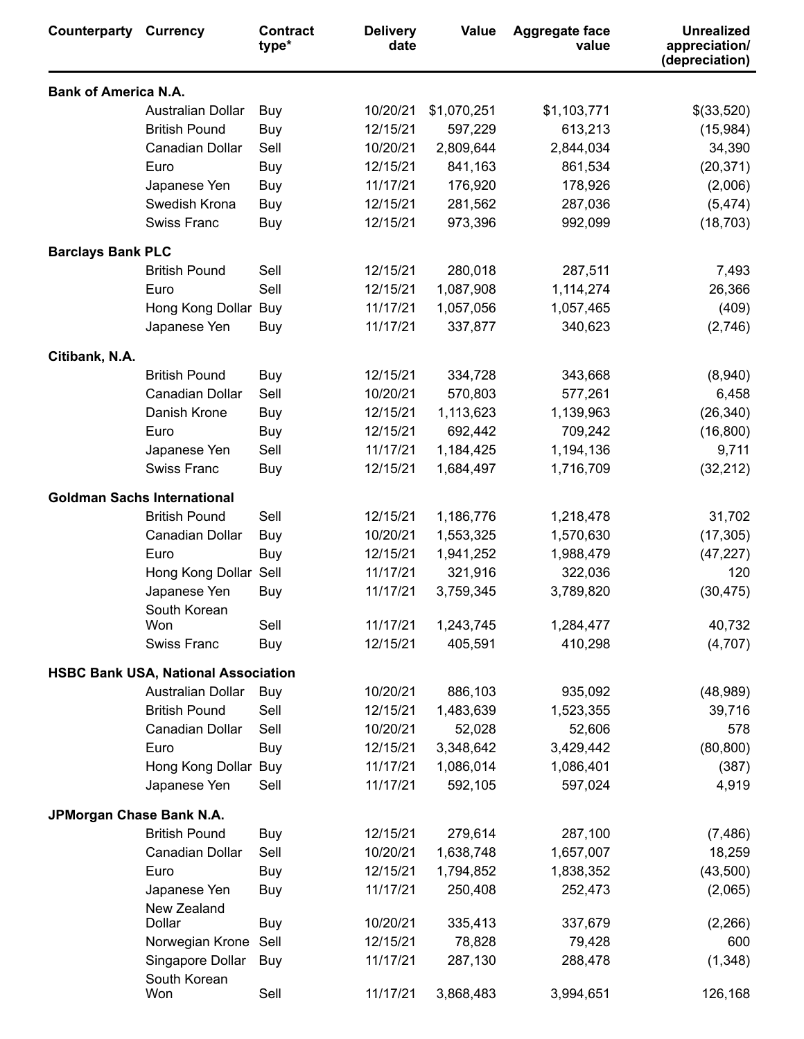| Counterparty | Currency | Contract type* | Delivery date | Value | Aggregate face value | Unrealized appreciation/ (depreciation) |
|---|---|---|---|---|---|---|
| **Bank of America N.A.** | | | | | | |
| | Australian Dollar | Buy | 10/20/21 | $1,070,251 | $1,103,771 | $(33,520) |
| | British Pound | Buy | 12/15/21 | 597,229 | 613,213 | (15,984) |
| | Canadian Dollar | Sell | 10/20/21 | 2,809,644 | 2,844,034 | 34,390 |
| | Euro | Buy | 12/15/21 | 841,163 | 861,534 | (20,371) |
| | Japanese Yen | Buy | 11/17/21 | 176,920 | 178,926 | (2,006) |
| | Swedish Krona | Buy | 12/15/21 | 281,562 | 287,036 | (5,474) |
| | Swiss Franc | Buy | 12/15/21 | 973,396 | 992,099 | (18,703) |
| **Barclays Bank PLC** | | | | | | |
| | British Pound | Sell | 12/15/21 | 280,018 | 287,511 | 7,493 |
| | Euro | Sell | 12/15/21 | 1,087,908 | 1,114,274 | 26,366 |
| | Hong Kong Dollar | Buy | 11/17/21 | 1,057,056 | 1,057,465 | (409) |
| | Japanese Yen | Buy | 11/17/21 | 337,877 | 340,623 | (2,746) |
| **Citibank, N.A.** | | | | | | |
| | British Pound | Buy | 12/15/21 | 334,728 | 343,668 | (8,940) |
| | Canadian Dollar | Sell | 10/20/21 | 570,803 | 577,261 | 6,458 |
| | Danish Krone | Buy | 12/15/21 | 1,113,623 | 1,139,963 | (26,340) |
| | Euro | Buy | 12/15/21 | 692,442 | 709,242 | (16,800) |
| | Japanese Yen | Sell | 11/17/21 | 1,184,425 | 1,194,136 | 9,711 |
| | Swiss Franc | Buy | 12/15/21 | 1,684,497 | 1,716,709 | (32,212) |
| **Goldman Sachs International** | | | | | | |
| | British Pound | Sell | 12/15/21 | 1,186,776 | 1,218,478 | 31,702 |
| | Canadian Dollar | Buy | 10/20/21 | 1,553,325 | 1,570,630 | (17,305) |
| | Euro | Buy | 12/15/21 | 1,941,252 | 1,988,479 | (47,227) |
| | Hong Kong Dollar | Sell | 11/17/21 | 321,916 | 322,036 | 120 |
| | Japanese Yen | Buy | 11/17/21 | 3,759,345 | 3,789,820 | (30,475) |
| | South Korean Won | Sell | 11/17/21 | 1,243,745 | 1,284,477 | 40,732 |
| | Swiss Franc | Buy | 12/15/21 | 405,591 | 410,298 | (4,707) |
| **HSBC Bank USA, National Association** | | | | | | |
| | Australian Dollar | Buy | 10/20/21 | 886,103 | 935,092 | (48,989) |
| | British Pound | Sell | 12/15/21 | 1,483,639 | 1,523,355 | 39,716 |
| | Canadian Dollar | Sell | 10/20/21 | 52,028 | 52,606 | 578 |
| | Euro | Buy | 12/15/21 | 3,348,642 | 3,429,442 | (80,800) |
| | Hong Kong Dollar | Buy | 11/17/21 | 1,086,014 | 1,086,401 | (387) |
| | Japanese Yen | Sell | 11/17/21 | 592,105 | 597,024 | 4,919 |
| **JPMorgan Chase Bank N.A.** | | | | | | |
| | British Pound | Buy | 12/15/21 | 279,614 | 287,100 | (7,486) |
| | Canadian Dollar | Sell | 10/20/21 | 1,638,748 | 1,657,007 | 18,259 |
| | Euro | Buy | 12/15/21 | 1,794,852 | 1,838,352 | (43,500) |
| | Japanese Yen | Buy | 11/17/21 | 250,408 | 252,473 | (2,065) |
| | New Zealand Dollar | Buy | 10/20/21 | 335,413 | 337,679 | (2,266) |
| | Norwegian Krone | Sell | 12/15/21 | 78,828 | 79,428 | 600 |
| | Singapore Dollar | Buy | 11/17/21 | 287,130 | 288,478 | (1,348) |
| | South Korean Won | Sell | 11/17/21 | 3,868,483 | 3,994,651 | 126,168 |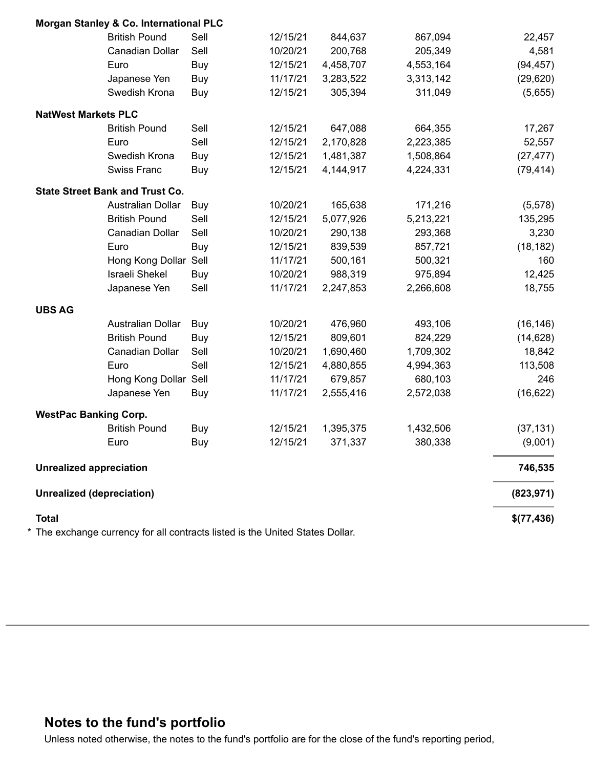| | | | | | | |
|---|---|---|---|---|---|---|
| **Morgan Stanley & Co. International PLC** | | | | | | |
| | British Pound | Sell | 12/15/21 | 844,637 | 867,094 | 22,457 |
| | Canadian Dollar | Sell | 10/20/21 | 200,768 | 205,349 | 4,581 |
| | Euro | Buy | 12/15/21 | 4,458,707 | 4,553,164 | (94,457) |
| | Japanese Yen | Buy | 11/17/21 | 3,283,522 | 3,313,142 | (29,620) |
| | Swedish Krona | Buy | 12/15/21 | 305,394 | 311,049 | (5,655) |
| **NatWest Markets PLC** | | | | | | |
| | British Pound | Sell | 12/15/21 | 647,088 | 664,355 | 17,267 |
| | Euro | Sell | 12/15/21 | 2,170,828 | 2,223,385 | 52,557 |
| | Swedish Krona | Buy | 12/15/21 | 1,481,387 | 1,508,864 | (27,477) |
| | Swiss Franc | Buy | 12/15/21 | 4,144,917 | 4,224,331 | (79,414) |
| **State Street Bank and Trust Co.** | | | | | | |
| | Australian Dollar | Buy | 10/20/21 | 165,638 | 171,216 | (5,578) |
| | British Pound | Sell | 12/15/21 | 5,077,926 | 5,213,221 | 135,295 |
| | Canadian Dollar | Sell | 10/20/21 | 290,138 | 293,368 | 3,230 |
| | Euro | Buy | 12/15/21 | 839,539 | 857,721 | (18,182) |
| | Hong Kong Dollar | Sell | 11/17/21 | 500,161 | 500,321 | 160 |
| | Israeli Shekel | Buy | 10/20/21 | 988,319 | 975,894 | 12,425 |
| | Japanese Yen | Sell | 11/17/21 | 2,247,853 | 2,266,608 | 18,755 |
| **UBS AG** | | | | | | |
| | Australian Dollar | Buy | 10/20/21 | 476,960 | 493,106 | (16,146) |
| | British Pound | Buy | 12/15/21 | 809,601 | 824,229 | (14,628) |
| | Canadian Dollar | Sell | 10/20/21 | 1,690,460 | 1,709,302 | 18,842 |
| | Euro | Sell | 12/15/21 | 4,880,855 | 4,994,363 | 113,508 |
| | Hong Kong Dollar | Sell | 11/17/21 | 679,857 | 680,103 | 246 |
| | Japanese Yen | Buy | 11/17/21 | 2,555,416 | 2,572,038 | (16,622) |
| **WestPac Banking Corp.** | | | | | | |
| | British Pound | Buy | 12/15/21 | 1,395,375 | 1,432,506 | (37,131) |
| | Euro | Buy | 12/15/21 | 371,337 | 380,338 | (9,001) |
| **Unrealized appreciation** | | | | | | **746,535** |
| **Unrealized (depreciation)** | | | | | | **(823,971)** |
| **Total** | | | | | | **$(77,436)** |

\* The exchange currency for all contracts listed is the United States Dollar.

## Notes to the fund's portfolio

Unless noted otherwise, the notes to the fund's portfolio are for the close of the fund's reporting period,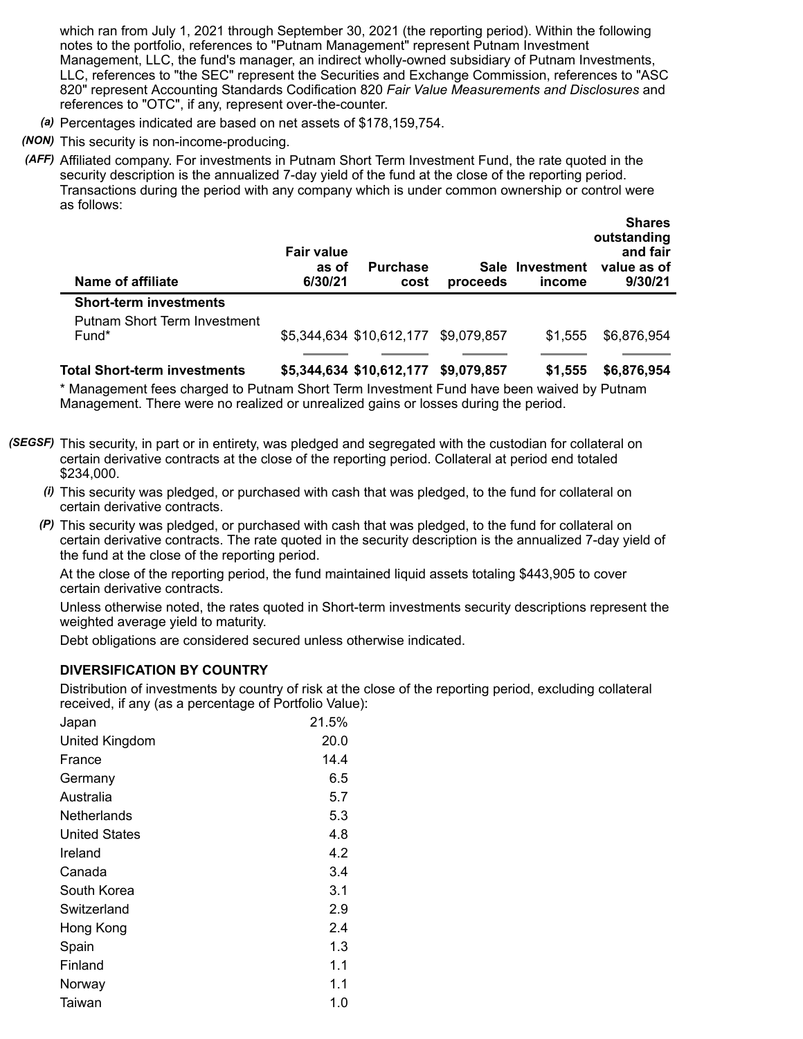which ran from July 1, 2021 through September 30, 2021 (the reporting period). Within the following notes to the portfolio, references to "Putnam Management" represent Putnam Investment Management, LLC, the fund's manager, an indirect wholly-owned subsidiary of Putnam Investments, LLC, references to "the SEC" represent the Securities and Exchange Commission, references to "ASC 820" represent Accounting Standards Codification 820 *Fair Value Measurements and Disclosures* and references to "OTC", if any, represent over-the-counter.

*(a)* Percentages indicated are based on net assets of $178,159,754.

*(NON)* This security is non-income-producing.

*(AFF)* Affiliated company. For investments in Putnam Short Term Investment Fund, the rate quoted in the security description is the annualized 7-day yield of the fund at the close of the reporting period. Transactions during the period with any company which is under common ownership or control were as follows:

| Name of affiliate | Fair value as of 6/30/21 | Purchase cost | Sale proceeds | Investment income | Shares outstanding and fair value as of 9/30/21 |
|---|---|---|---|---|---|
| **Short-term investments** | | | | | |
| Putnam Short Term Investment Fund* | $5,344,634 | $10,612,177 | $9,079,857 | $1,555 | $6,876,954 |
| **Total Short-term investments** | **$5,344,634** | **$10,612,177** | **$9,079,857** | **$1,555** | **$6,876,954** |

\* Management fees charged to Putnam Short Term Investment Fund have been waived by Putnam Management. There were no realized or unrealized gains or losses during the period.

*(SEGSF)* This security, in part or in entirety, was pledged and segregated with the custodian for collateral on certain derivative contracts at the close of the reporting period. Collateral at period end totaled $234,000.

*(i)* This security was pledged, or purchased with cash that was pledged, to the fund for collateral on certain derivative contracts.

*(P)* This security was pledged, or purchased with cash that was pledged, to the fund for collateral on certain derivative contracts. The rate quoted in the security description is the annualized 7-day yield of the fund at the close of the reporting period.

At the close of the reporting period, the fund maintained liquid assets totaling $443,905 to cover certain derivative contracts.

Unless otherwise noted, the rates quoted in Short-term investments security descriptions represent the weighted average yield to maturity.

Debt obligations are considered secured unless otherwise indicated.

**DIVERSIFICATION BY COUNTRY**

Distribution of investments by country of risk at the close of the reporting period, excluding collateral received, if any (as a percentage of Portfolio Value):

| | |
|---|---|
| Japan | 21.5% |
| United Kingdom | 20.0 |
| France | 14.4 |
| Germany | 6.5 |
| Australia | 5.7 |
| Netherlands | 5.3 |
| United States | 4.8 |
| Ireland | 4.2 |
| Canada | 3.4 |
| South Korea | 3.1 |
| Switzerland | 2.9 |
| Hong Kong | 2.4 |
| Spain | 1.3 |
| Finland | 1.1 |
| Norway | 1.1 |
| Taiwan | 1.0 |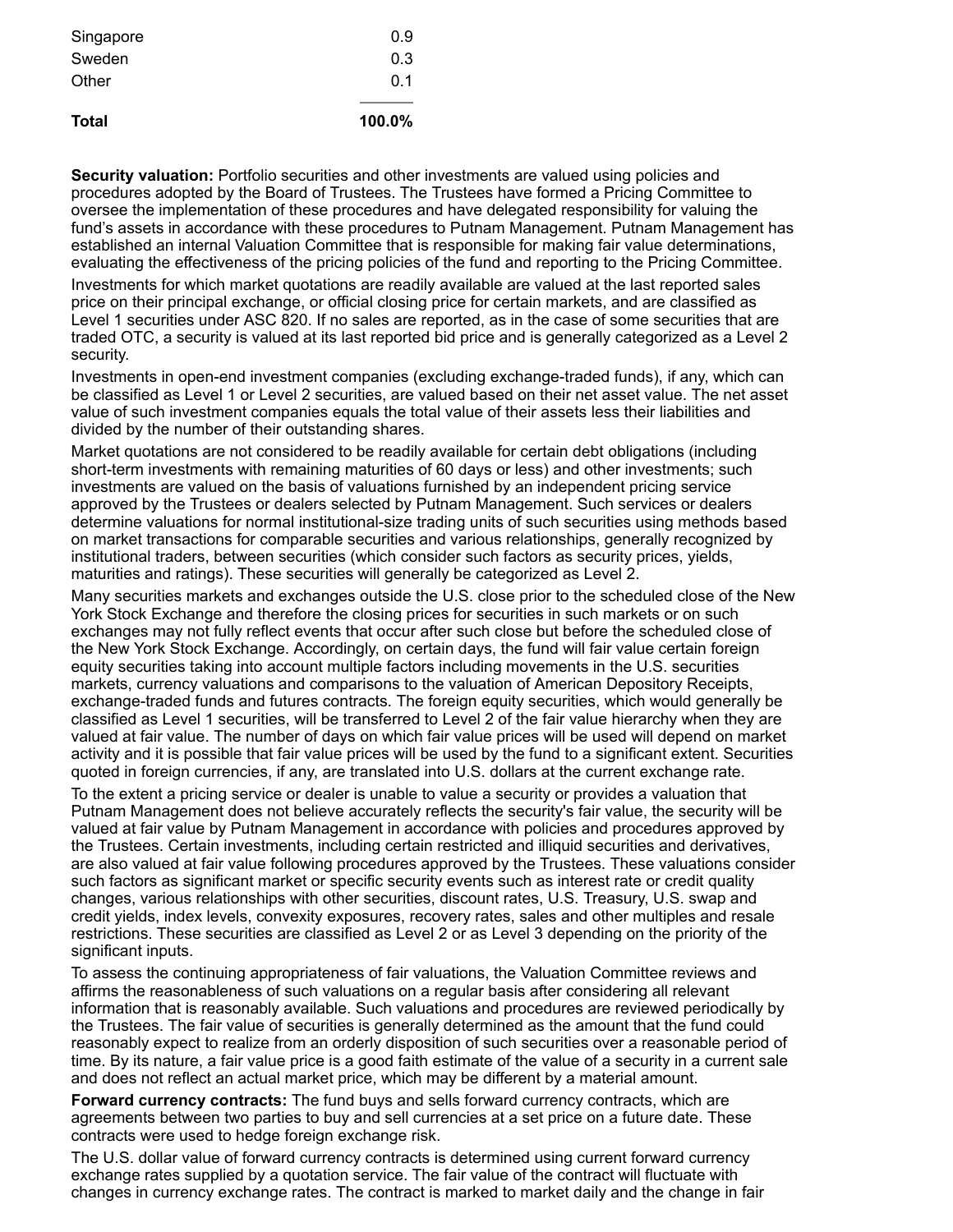| | |
|---|---|
| Singapore | 0.9 |
| Sweden | 0.3 |
| Other | 0.1 |
| **Total** | **100.0%** |

**Security valuation:** Portfolio securities and other investments are valued using policies and procedures adopted by the Board of Trustees. The Trustees have formed a Pricing Committee to oversee the implementation of these procedures and have delegated responsibility for valuing the fund's assets in accordance with these procedures to Putnam Management. Putnam Management has established an internal Valuation Committee that is responsible for making fair value determinations, evaluating the effectiveness of the pricing policies of the fund and reporting to the Pricing Committee.

Investments for which market quotations are readily available are valued at the last reported sales price on their principal exchange, or official closing price for certain markets, and are classified as Level 1 securities under ASC 820. If no sales are reported, as in the case of some securities that are traded OTC, a security is valued at its last reported bid price and is generally categorized as a Level 2 security.

Investments in open-end investment companies (excluding exchange-traded funds), if any, which can be classified as Level 1 or Level 2 securities, are valued based on their net asset value. The net asset value of such investment companies equals the total value of their assets less their liabilities and divided by the number of their outstanding shares.

Market quotations are not considered to be readily available for certain debt obligations (including short-term investments with remaining maturities of 60 days or less) and other investments; such investments are valued on the basis of valuations furnished by an independent pricing service approved by the Trustees or dealers selected by Putnam Management. Such services or dealers determine valuations for normal institutional-size trading units of such securities using methods based on market transactions for comparable securities and various relationships, generally recognized by institutional traders, between securities (which consider such factors as security prices, yields, maturities and ratings). These securities will generally be categorized as Level 2.

Many securities markets and exchanges outside the U.S. close prior to the scheduled close of the New York Stock Exchange and therefore the closing prices for securities in such markets or on such exchanges may not fully reflect events that occur after such close but before the scheduled close of the New York Stock Exchange. Accordingly, on certain days, the fund will fair value certain foreign equity securities taking into account multiple factors including movements in the U.S. securities markets, currency valuations and comparisons to the valuation of American Depository Receipts, exchange-traded funds and futures contracts. The foreign equity securities, which would generally be classified as Level 1 securities, will be transferred to Level 2 of the fair value hierarchy when they are valued at fair value. The number of days on which fair value prices will be used will depend on market activity and it is possible that fair value prices will be used by the fund to a significant extent. Securities quoted in foreign currencies, if any, are translated into U.S. dollars at the current exchange rate.

To the extent a pricing service or dealer is unable to value a security or provides a valuation that Putnam Management does not believe accurately reflects the security's fair value, the security will be valued at fair value by Putnam Management in accordance with policies and procedures approved by the Trustees. Certain investments, including certain restricted and illiquid securities and derivatives, are also valued at fair value following procedures approved by the Trustees. These valuations consider such factors as significant market or specific security events such as interest rate or credit quality changes, various relationships with other securities, discount rates, U.S. Treasury, U.S. swap and credit yields, index levels, convexity exposures, recovery rates, sales and other multiples and resale restrictions. These securities are classified as Level 2 or as Level 3 depending on the priority of the significant inputs.

To assess the continuing appropriateness of fair valuations, the Valuation Committee reviews and affirms the reasonableness of such valuations on a regular basis after considering all relevant information that is reasonably available. Such valuations and procedures are reviewed periodically by the Trustees. The fair value of securities is generally determined as the amount that the fund could reasonably expect to realize from an orderly disposition of such securities over a reasonable period of time. By its nature, a fair value price is a good faith estimate of the value of a security in a current sale and does not reflect an actual market price, which may be different by a material amount.

**Forward currency contracts:** The fund buys and sells forward currency contracts, which are agreements between two parties to buy and sell currencies at a set price on a future date. These contracts were used to hedge foreign exchange risk.

The U.S. dollar value of forward currency contracts is determined using current forward currency exchange rates supplied by a quotation service. The fair value of the contract will fluctuate with changes in currency exchange rates. The contract is marked to market daily and the change in fair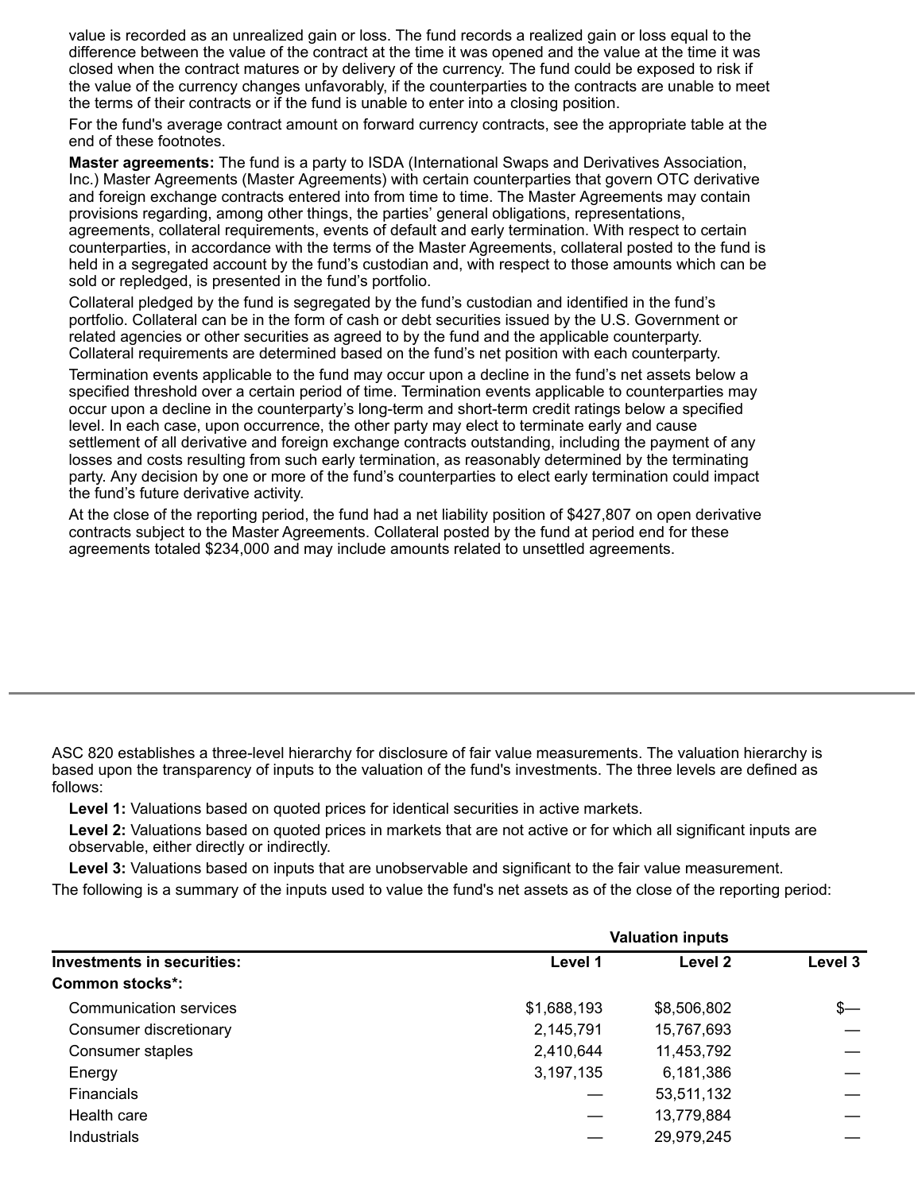value is recorded as an unrealized gain or loss. The fund records a realized gain or loss equal to the difference between the value of the contract at the time it was opened and the value at the time it was closed when the contract matures or by delivery of the currency. The fund could be exposed to risk if the value of the currency changes unfavorably, if the counterparties to the contracts are unable to meet the terms of their contracts or if the fund is unable to enter into a closing position.

For the fund's average contract amount on forward currency contracts, see the appropriate table at the end of these footnotes.

**Master agreements:** The fund is a party to ISDA (International Swaps and Derivatives Association, Inc.) Master Agreements (Master Agreements) with certain counterparties that govern OTC derivative and foreign exchange contracts entered into from time to time. The Master Agreements may contain provisions regarding, among other things, the parties' general obligations, representations, agreements, collateral requirements, events of default and early termination. With respect to certain counterparties, in accordance with the terms of the Master Agreements, collateral posted to the fund is held in a segregated account by the fund's custodian and, with respect to those amounts which can be sold or repledged, is presented in the fund's portfolio.

Collateral pledged by the fund is segregated by the fund's custodian and identified in the fund's portfolio. Collateral can be in the form of cash or debt securities issued by the U.S. Government or related agencies or other securities as agreed to by the fund and the applicable counterparty. Collateral requirements are determined based on the fund's net position with each counterparty.

Termination events applicable to the fund may occur upon a decline in the fund's net assets below a specified threshold over a certain period of time. Termination events applicable to counterparties may occur upon a decline in the counterparty's long-term and short-term credit ratings below a specified level. In each case, upon occurrence, the other party may elect to terminate early and cause settlement of all derivative and foreign exchange contracts outstanding, including the payment of any losses and costs resulting from such early termination, as reasonably determined by the terminating party. Any decision by one or more of the fund's counterparties to elect early termination could impact the fund's future derivative activity.

At the close of the reporting period, the fund had a net liability position of $427,807 on open derivative contracts subject to the Master Agreements. Collateral posted by the fund at period end for these agreements totaled $234,000 and may include amounts related to unsettled agreements.

---

ASC 820 establishes a three-level hierarchy for disclosure of fair value measurements. The valuation hierarchy is based upon the transparency of inputs to the valuation of the fund's investments. The three levels are defined as follows:

**Level 1:** Valuations based on quoted prices for identical securities in active markets.

**Level 2:** Valuations based on quoted prices in markets that are not active or for which all significant inputs are observable, either directly or indirectly.

**Level 3:** Valuations based on inputs that are unobservable and significant to the fair value measurement.

The following is a summary of the inputs used to value the fund's net assets as of the close of the reporting period:

| | Valuation inputs | | |
|---|---|---|---|
| **Investments in securities:** | **Level 1** | **Level 2** | **Level 3** |
| **Common stocks*:** | | | |
| Communication services | $1,688,193 | $8,506,802 | $— |
| Consumer discretionary | 2,145,791 | 15,767,693 | — |
| Consumer staples | 2,410,644 | 11,453,792 | — |
| Energy | 3,197,135 | 6,181,386 | — |
| Financials | — | 53,511,132 | — |
| Health care | — | 13,779,884 | — |
| Industrials | — | 29,979,245 | — |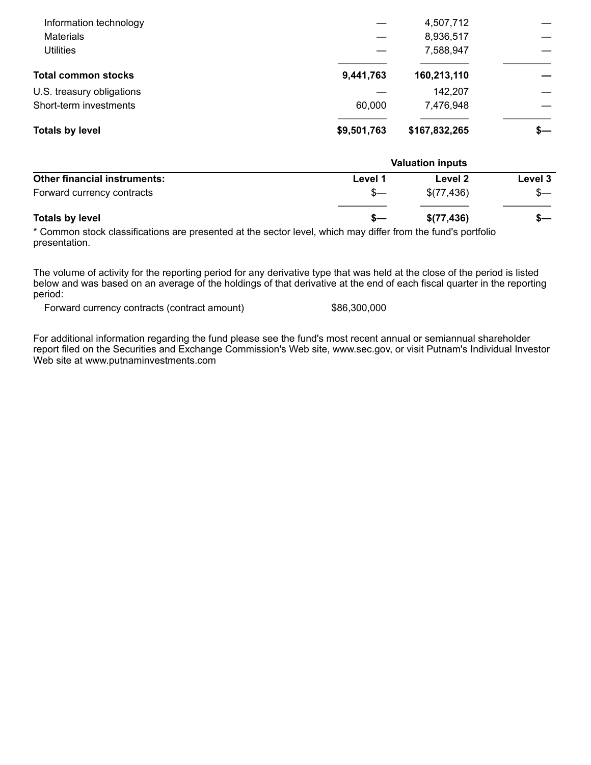| | | | |
|---|---|---|---|
| Information technology | — | 4,507,712 | — |
| Materials | — | 8,936,517 | — |
| Utilities | — | 7,588,947 | — |
| **Total common stocks** | **9,441,763** | **160,213,110** | **—** |
| U.S. treasury obligations | — | 142,207 | — |
| Short-term investments | 60,000 | 7,476,948 | — |
| **Totals by level** | **$9,501,763** | **$167,832,265** | **$—** |

| | Valuation inputs | | |
|---|---|---|---|
| **Other financial instruments:** | **Level 1** | **Level 2** | **Level 3** |
| Forward currency contracts | $— | $(77,436) | $— |
| **Totals by level** | **$—** | **$(77,436)** | **$—** |

* Common stock classifications are presented at the sector level, which may differ from the fund's portfolio presentation.

The volume of activity for the reporting period for any derivative type that was held at the close of the period is listed below and was based on an average of the holdings of that derivative at the end of each fiscal quarter in the reporting period:

| | |
|---|---|
| Forward currency contracts (contract amount) | $86,300,000 |

For additional information regarding the fund please see the fund's most recent annual or semiannual shareholder report filed on the Securities and Exchange Commission's Web site, www.sec.gov, or visit Putnam's Individual Investor Web site at www.putnaminvestments.com